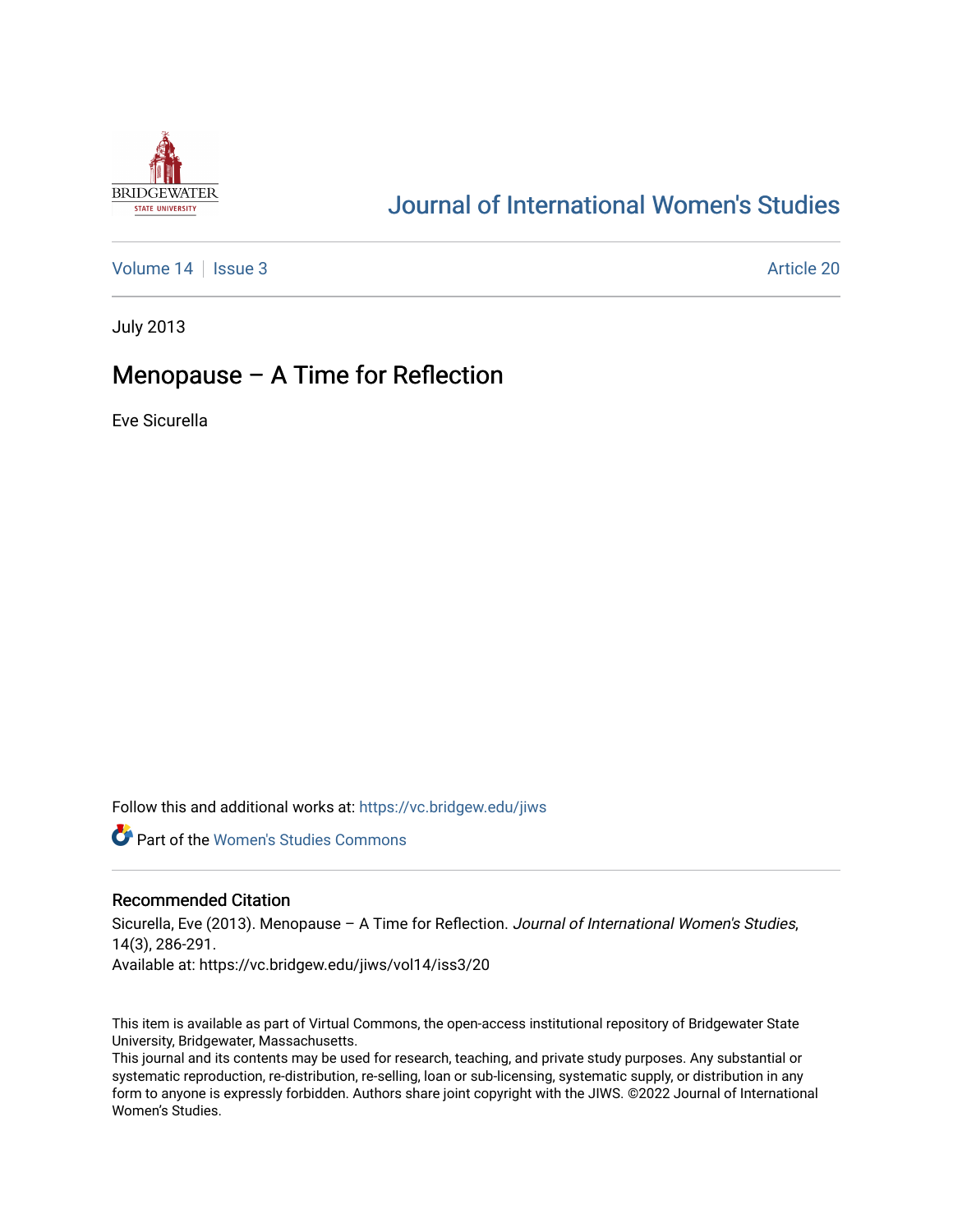# Journal of International Women's Studies

Volume 14 | Issue 3 | Article 20

July 2013

## Menopause – A Time for Reflection

Eve Sicurella

Follow this and additional works at: https://vc.bridgew.edu/jiws

Part of the Women's Studies Commons

### Recommended Citation

Sicurella, Eve (2013). Menopause – A Time for Reflection. *Journal of International Women's Studies*, 14(3), 286-291.
Available at: https://vc.bridgew.edu/jiws/vol14/iss3/20

This item is available as part of Virtual Commons, the open-access institutional repository of Bridgewater State University, Bridgewater, Massachusetts.
This journal and its contents may be used for research, teaching, and private study purposes. Any substantial or systematic reproduction, re-distribution, re-selling, loan or sub-licensing, systematic supply, or distribution in any form to anyone is expressly forbidden. Authors share joint copyright with the JIWS. ©2022 Journal of International Women's Studies.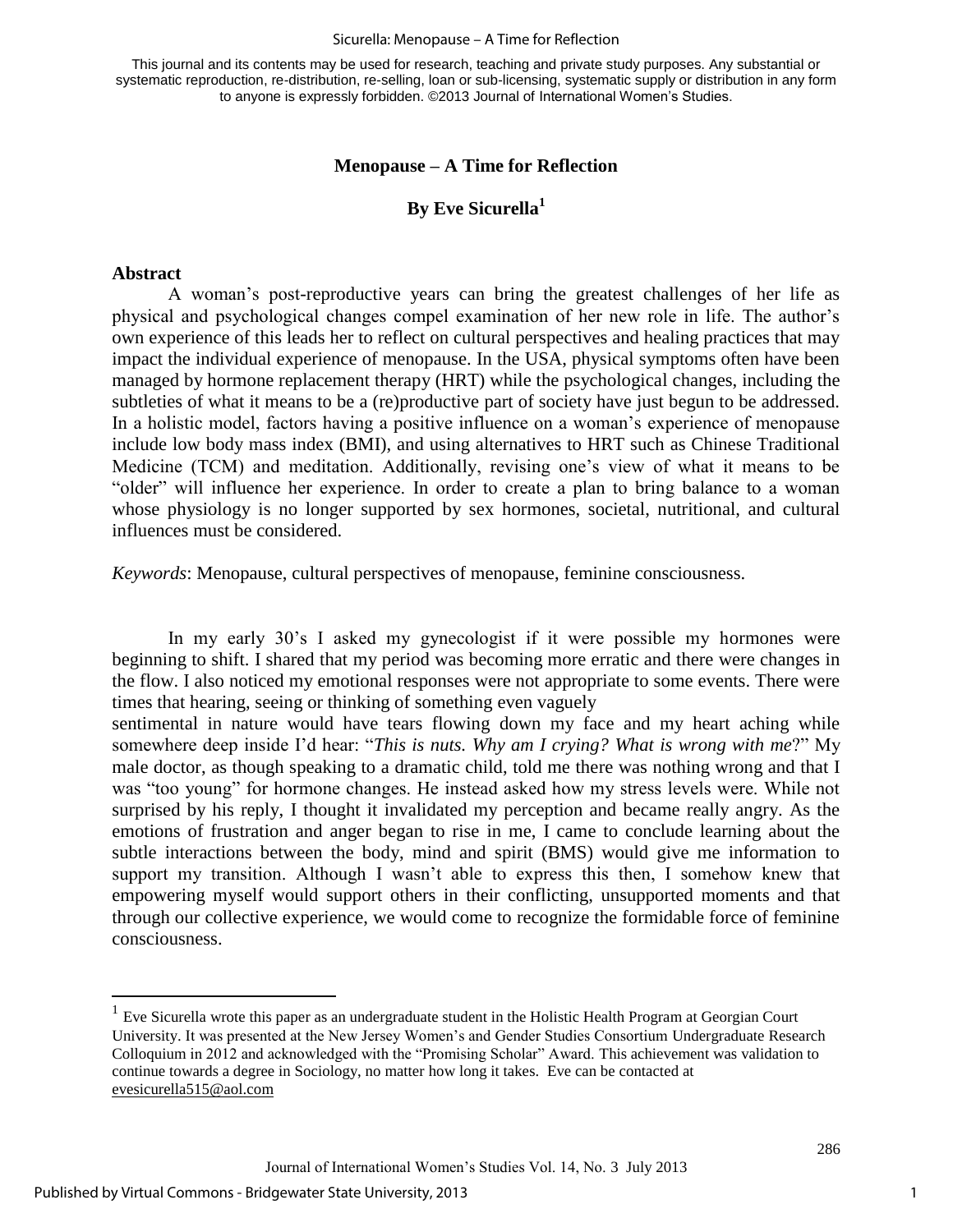**Menopause – A Time for Reflection**

**By Eve Sicurella**[1]

## Abstract

A woman's post-reproductive years can bring the greatest challenges of her life as physical and psychological changes compel examination of her new role in life. The author's own experience of this leads her to reflect on cultural perspectives and healing practices that may impact the individual experience of menopause. In the USA, physical symptoms often have been managed by hormone replacement therapy (HRT) while the psychological changes, including the subtleties of what it means to be a (re)productive part of society have just begun to be addressed. In a holistic model, factors having a positive influence on a woman's experience of menopause include low body mass index (BMI), and using alternatives to HRT such as Chinese Traditional Medicine (TCM) and meditation. Additionally, revising one's view of what it means to be "older" will influence her experience. In order to create a plan to bring balance to a woman whose physiology is no longer supported by sex hormones, societal, nutritional, and cultural influences must be considered.

*Keywords*: Menopause, cultural perspectives of menopause, feminine consciousness.

In my early 30's I asked my gynecologist if it were possible my hormones were beginning to shift. I shared that my period was becoming more erratic and there were changes in the flow. I also noticed my emotional responses were not appropriate to some events. There were times that hearing, seeing or thinking of something even vaguely sentimental in nature would have tears flowing down my face and my heart aching while somewhere deep inside I'd hear: "*This is nuts. Why am I crying? What is wrong with me*?" My male doctor, as though speaking to a dramatic child, told me there was nothing wrong and that I was "too young" for hormone changes. He instead asked how my stress levels were. While not surprised by his reply, I thought it invalidated my perception and became really angry. As the emotions of frustration and anger began to rise in me, I came to conclude learning about the subtle interactions between the body, mind and spirit (BMS) would give me information to support my transition. Although I wasn't able to express this then, I somehow knew that empowering myself would support others in their conflicting, unsupported moments and that through our collective experience, we would come to recognize the formidable force of feminine consciousness.

[1] Eve Sicurella wrote this paper as an undergraduate student in the Holistic Health Program at Georgian Court University. It was presented at the New Jersey Women's and Gender Studies Consortium Undergraduate Research Colloquium in 2012 and acknowledged with the "Promising Scholar" Award. This achievement was validation to continue towards a degree in Sociology, no matter how long it takes. Eve can be contacted at evesicurella515@aol.com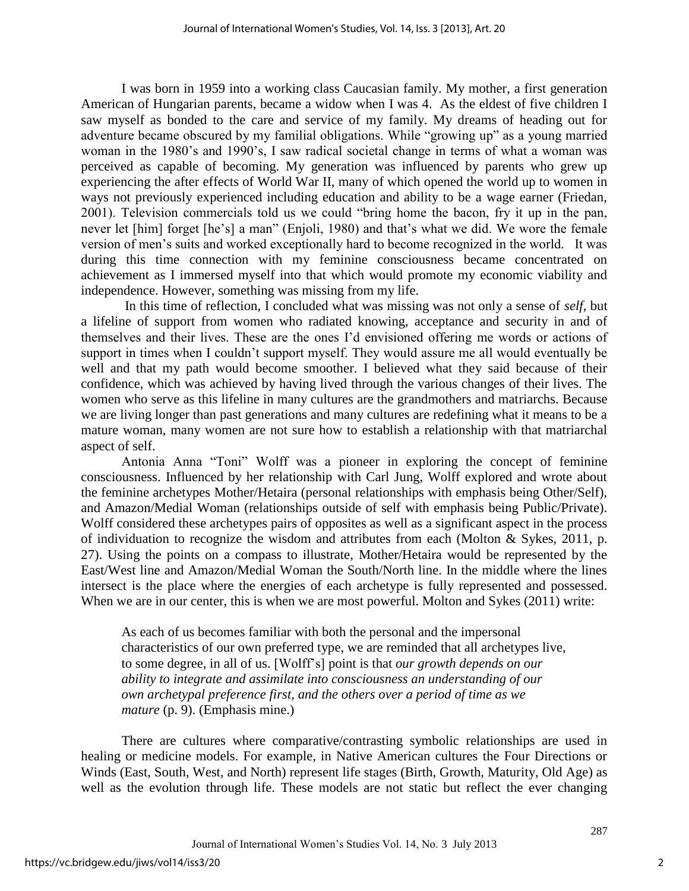I was born in 1959 into a working class Caucasian family. My mother, a first generation American of Hungarian parents, became a widow when I was 4. As the eldest of five children I saw myself as bonded to the care and service of my family. My dreams of heading out for adventure became obscured by my familial obligations. While "growing up" as a young married woman in the 1980's and 1990's, I saw radical societal change in terms of what a woman was perceived as capable of becoming. My generation was influenced by parents who grew up experiencing the after effects of World War II, many of which opened the world up to women in ways not previously experienced including education and ability to be a wage earner (Friedan, 2001). Television commercials told us we could "bring home the bacon, fry it up in the pan, never let [him] forget [he's] a man" (Enjoli, 1980) and that's what we did. We wore the female version of men's suits and worked exceptionally hard to become recognized in the world. It was during this time connection with my feminine consciousness became concentrated on achievement as I immersed myself into that which would promote my economic viability and independence. However, something was missing from my life.

In this time of reflection, I concluded what was missing was not only a sense of *self*, but a lifeline of support from women who radiated knowing, acceptance and security in and of themselves and their lives. These are the ones I'd envisioned offering me words or actions of support in times when I couldn't support myself. They would assure me all would eventually be well and that my path would become smoother. I believed what they said because of their confidence, which was achieved by having lived through the various changes of their lives. The women who serve as this lifeline in many cultures are the grandmothers and matriarchs. Because we are living longer than past generations and many cultures are redefining what it means to be a mature woman, many women are not sure how to establish a relationship with that matriarchal aspect of self.

Antonia Anna "Toni" Wolff was a pioneer in exploring the concept of feminine consciousness. Influenced by her relationship with Carl Jung, Wolff explored and wrote about the feminine archetypes Mother/Hetaira (personal relationships with emphasis being Other/Self), and Amazon/Medial Woman (relationships outside of self with emphasis being Public/Private). Wolff considered these archetypes pairs of opposites as well as a significant aspect in the process of individuation to recognize the wisdom and attributes from each (Molton & Sykes, 2011, p. 27). Using the points on a compass to illustrate, Mother/Hetaira would be represented by the East/West line and Amazon/Medial Woman the South/North line. In the middle where the lines intersect is the place where the energies of each archetype is fully represented and possessed. When we are in our center, this is when we are most powerful. Molton and Sykes (2011) write:

> As each of us becomes familiar with both the personal and the impersonal characteristics of our own preferred type, we are reminded that all archetypes live, to some degree, in all of us. [Wolff's] point is that *our growth depends on our ability to integrate and assimilate into consciousness an understanding of our own archetypal preference first, and the others over a period of time as we mature* (p. 9). (Emphasis mine.)

There are cultures where comparative/contrasting symbolic relationships are used in healing or medicine models. For example, in Native American cultures the Four Directions or Winds (East, South, West, and North) represent life stages (Birth, Growth, Maturity, Old Age) as well as the evolution through life. These models are not static but reflect the ever changing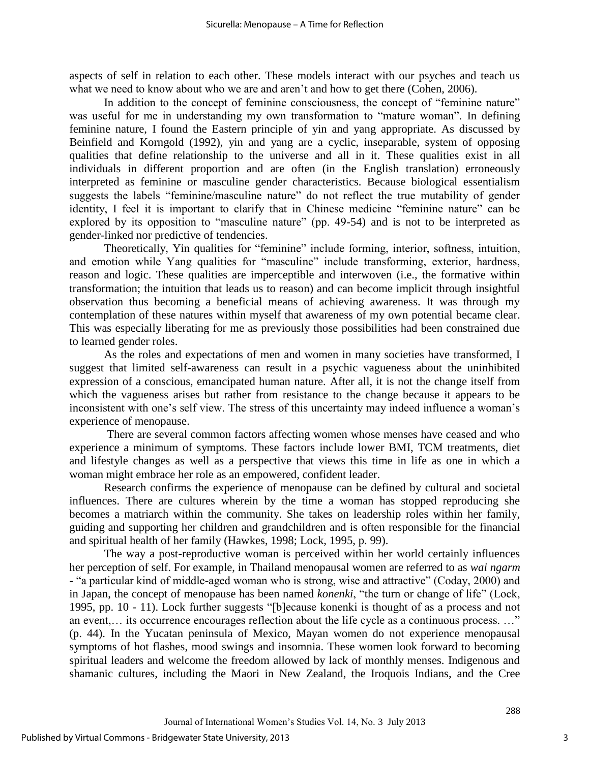aspects of self in relation to each other. These models interact with our psyches and teach us what we need to know about who we are and aren't and how to get there (Cohen, 2006).

In addition to the concept of feminine consciousness, the concept of "feminine nature" was useful for me in understanding my own transformation to "mature woman". In defining feminine nature, I found the Eastern principle of yin and yang appropriate. As discussed by Beinfield and Korngold (1992), yin and yang are a cyclic, inseparable, system of opposing qualities that define relationship to the universe and all in it. These qualities exist in all individuals in different proportion and are often (in the English translation) erroneously interpreted as feminine or masculine gender characteristics. Because biological essentialism suggests the labels "feminine/masculine nature" do not reflect the true mutability of gender identity, I feel it is important to clarify that in Chinese medicine "feminine nature" can be explored by its opposition to "masculine nature" (pp. 49-54) and is not to be interpreted as gender-linked nor predictive of tendencies.

Theoretically, Yin qualities for "feminine" include forming, interior, softness, intuition, and emotion while Yang qualities for "masculine" include transforming, exterior, hardness, reason and logic. These qualities are imperceptible and interwoven (i.e., the formative within transformation; the intuition that leads us to reason) and can become implicit through insightful observation thus becoming a beneficial means of achieving awareness. It was through my contemplation of these natures within myself that awareness of my own potential became clear. This was especially liberating for me as previously those possibilities had been constrained due to learned gender roles.

As the roles and expectations of men and women in many societies have transformed, I suggest that limited self-awareness can result in a psychic vagueness about the uninhibited expression of a conscious, emancipated human nature. After all, it is not the change itself from which the vagueness arises but rather from resistance to the change because it appears to be inconsistent with one's self view. The stress of this uncertainty may indeed influence a woman's experience of menopause.

There are several common factors affecting women whose menses have ceased and who experience a minimum of symptoms. These factors include lower BMI, TCM treatments, diet and lifestyle changes as well as a perspective that views this time in life as one in which a woman might embrace her role as an empowered, confident leader.

Research confirms the experience of menopause can be defined by cultural and societal influences. There are cultures wherein by the time a woman has stopped reproducing she becomes a matriarch within the community. She takes on leadership roles within her family, guiding and supporting her children and grandchildren and is often responsible for the financial and spiritual health of her family (Hawkes, 1998; Lock, 1995, p. 99).

The way a post-reproductive woman is perceived within her world certainly influences her perception of self. For example, in Thailand menopausal women are referred to as *wai ngarm* - "a particular kind of middle-aged woman who is strong, wise and attractive" (Coday, 2000) and in Japan, the concept of menopause has been named *konenki*, "the turn or change of life" (Lock, 1995, pp. 10 - 11). Lock further suggests "[b]ecause konenki is thought of as a process and not an event,… its occurrence encourages reflection about the life cycle as a continuous process. …" (p. 44). In the Yucatan peninsula of Mexico, Mayan women do not experience menopausal symptoms of hot flashes, mood swings and insomnia. These women look forward to becoming spiritual leaders and welcome the freedom allowed by lack of monthly menses. Indigenous and shamanic cultures, including the Maori in New Zealand, the Iroquois Indians, and the Cree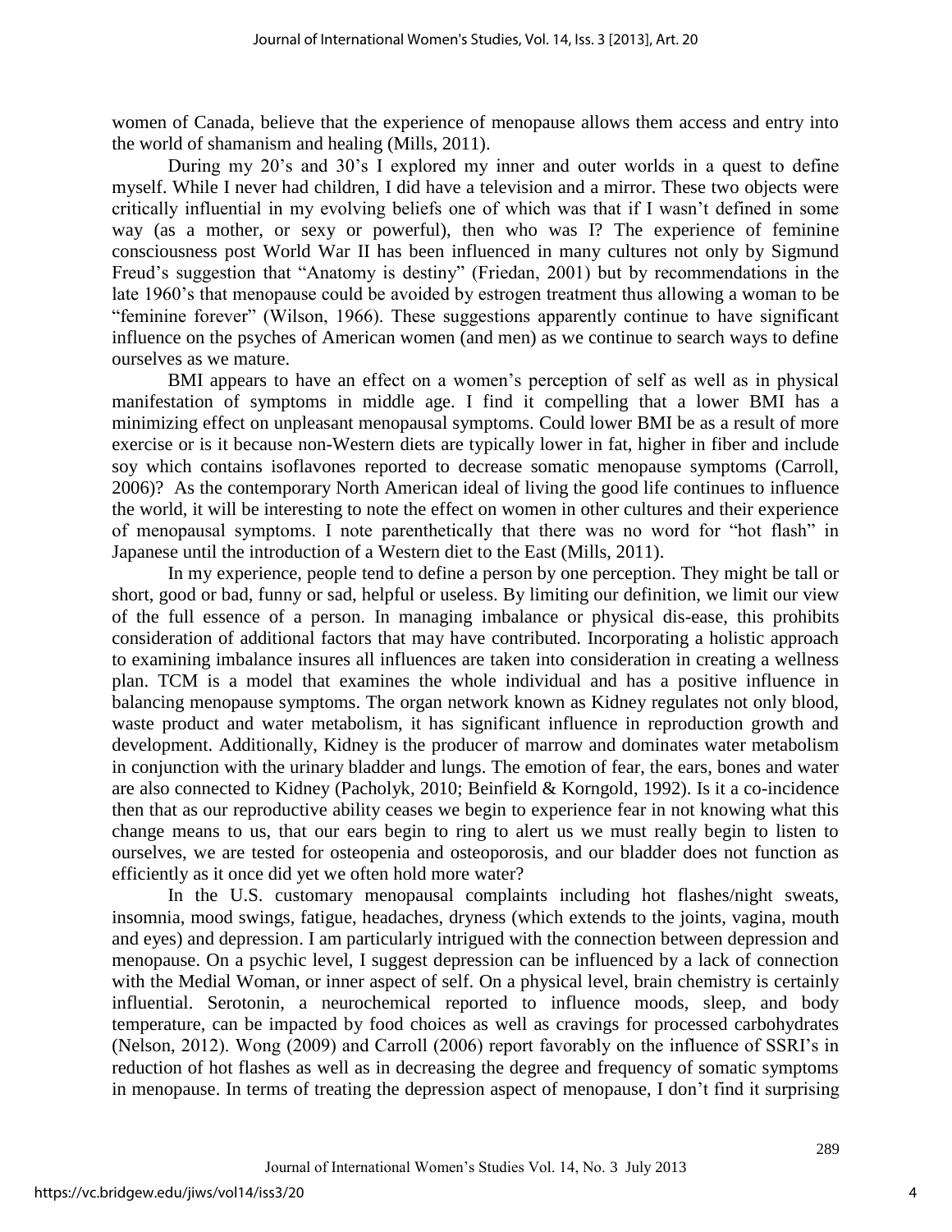women of Canada, believe that the experience of menopause allows them access and entry into the world of shamanism and healing (Mills, 2011).

During my 20's and 30's I explored my inner and outer worlds in a quest to define myself. While I never had children, I did have a television and a mirror. These two objects were critically influential in my evolving beliefs one of which was that if I wasn't defined in some way (as a mother, or sexy or powerful), then who was I? The experience of feminine consciousness post World War II has been influenced in many cultures not only by Sigmund Freud's suggestion that "Anatomy is destiny" (Friedan, 2001) but by recommendations in the late 1960's that menopause could be avoided by estrogen treatment thus allowing a woman to be "feminine forever" (Wilson, 1966). These suggestions apparently continue to have significant influence on the psyches of American women (and men) as we continue to search ways to define ourselves as we mature.

BMI appears to have an effect on a women's perception of self as well as in physical manifestation of symptoms in middle age. I find it compelling that a lower BMI has a minimizing effect on unpleasant menopausal symptoms. Could lower BMI be as a result of more exercise or is it because non-Western diets are typically lower in fat, higher in fiber and include soy which contains isoflavones reported to decrease somatic menopause symptoms (Carroll, 2006)? As the contemporary North American ideal of living the good life continues to influence the world, it will be interesting to note the effect on women in other cultures and their experience of menopausal symptoms. I note parenthetically that there was no word for "hot flash" in Japanese until the introduction of a Western diet to the East (Mills, 2011).

In my experience, people tend to define a person by one perception. They might be tall or short, good or bad, funny or sad, helpful or useless. By limiting our definition, we limit our view of the full essence of a person. In managing imbalance or physical dis-ease, this prohibits consideration of additional factors that may have contributed. Incorporating a holistic approach to examining imbalance insures all influences are taken into consideration in creating a wellness plan. TCM is a model that examines the whole individual and has a positive influence in balancing menopause symptoms. The organ network known as Kidney regulates not only blood, waste product and water metabolism, it has significant influence in reproduction growth and development. Additionally, Kidney is the producer of marrow and dominates water metabolism in conjunction with the urinary bladder and lungs. The emotion of fear, the ears, bones and water are also connected to Kidney (Pacholyk, 2010; Beinfield & Korngold, 1992). Is it a co-incidence then that as our reproductive ability ceases we begin to experience fear in not knowing what this change means to us, that our ears begin to ring to alert us we must really begin to listen to ourselves, we are tested for osteopenia and osteoporosis, and our bladder does not function as efficiently as it once did yet we often hold more water?

In the U.S. customary menopausal complaints including hot flashes/night sweats, insomnia, mood swings, fatigue, headaches, dryness (which extends to the joints, vagina, mouth and eyes) and depression. I am particularly intrigued with the connection between depression and menopause. On a psychic level, I suggest depression can be influenced by a lack of connection with the Medial Woman, or inner aspect of self. On a physical level, brain chemistry is certainly influential. Serotonin, a neurochemical reported to influence moods, sleep, and body temperature, can be impacted by food choices as well as cravings for processed carbohydrates (Nelson, 2012). Wong (2009) and Carroll (2006) report favorably on the influence of SSRI's in reduction of hot flashes as well as in decreasing the degree and frequency of somatic symptoms in menopause. In terms of treating the depression aspect of menopause, I don't find it surprising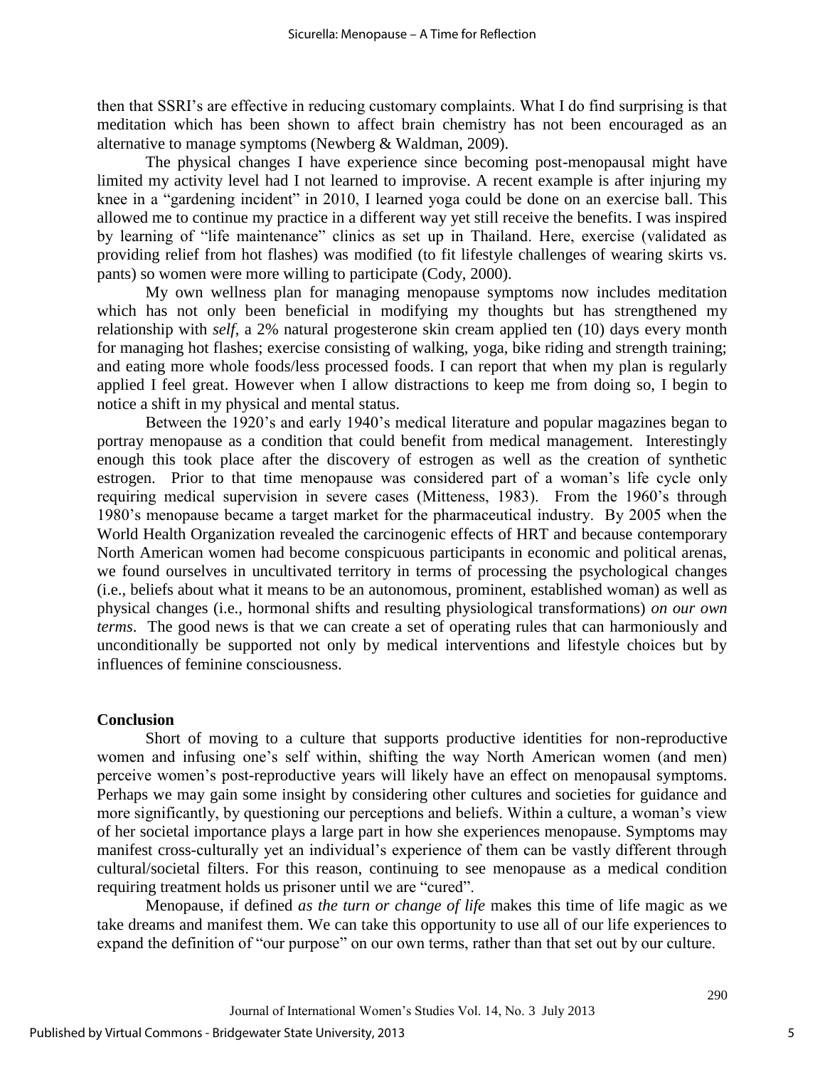then that SSRI's are effective in reducing customary complaints. What I do find surprising is that meditation which has been shown to affect brain chemistry has not been encouraged as an alternative to manage symptoms (Newberg & Waldman, 2009).

The physical changes I have experience since becoming post-menopausal might have limited my activity level had I not learned to improvise. A recent example is after injuring my knee in a "gardening incident" in 2010, I learned yoga could be done on an exercise ball. This allowed me to continue my practice in a different way yet still receive the benefits. I was inspired by learning of "life maintenance" clinics as set up in Thailand. Here, exercise (validated as providing relief from hot flashes) was modified (to fit lifestyle challenges of wearing skirts vs. pants) so women were more willing to participate (Cody, 2000).

My own wellness plan for managing menopause symptoms now includes meditation which has not only been beneficial in modifying my thoughts but has strengthened my relationship with *self*, a 2% natural progesterone skin cream applied ten (10) days every month for managing hot flashes; exercise consisting of walking, yoga, bike riding and strength training; and eating more whole foods/less processed foods. I can report that when my plan is regularly applied I feel great. However when I allow distractions to keep me from doing so, I begin to notice a shift in my physical and mental status.

Between the 1920's and early 1940's medical literature and popular magazines began to portray menopause as a condition that could benefit from medical management. Interestingly enough this took place after the discovery of estrogen as well as the creation of synthetic estrogen. Prior to that time menopause was considered part of a woman's life cycle only requiring medical supervision in severe cases (Mitteness, 1983). From the 1960's through 1980's menopause became a target market for the pharmaceutical industry. By 2005 when the World Health Organization revealed the carcinogenic effects of HRT and because contemporary North American women had become conspicuous participants in economic and political arenas, we found ourselves in uncultivated territory in terms of processing the psychological changes (i.e., beliefs about what it means to be an autonomous, prominent, established woman) as well as physical changes (i.e., hormonal shifts and resulting physiological transformations) *on our own terms*. The good news is that we can create a set of operating rules that can harmoniously and unconditionally be supported not only by medical interventions and lifestyle choices but by influences of feminine consciousness.

## Conclusion

Short of moving to a culture that supports productive identities for non-reproductive women and infusing one's self within, shifting the way North American women (and men) perceive women's post-reproductive years will likely have an effect on menopausal symptoms. Perhaps we may gain some insight by considering other cultures and societies for guidance and more significantly, by questioning our perceptions and beliefs. Within a culture, a woman's view of her societal importance plays a large part in how she experiences menopause. Symptoms may manifest cross-culturally yet an individual's experience of them can be vastly different through cultural/societal filters. For this reason, continuing to see menopause as a medical condition requiring treatment holds us prisoner until we are "cured".

Menopause, if defined *as the turn or change of life* makes this time of life magic as we take dreams and manifest them. We can take this opportunity to use all of our life experiences to expand the definition of "our purpose" on our own terms, rather than that set out by our culture.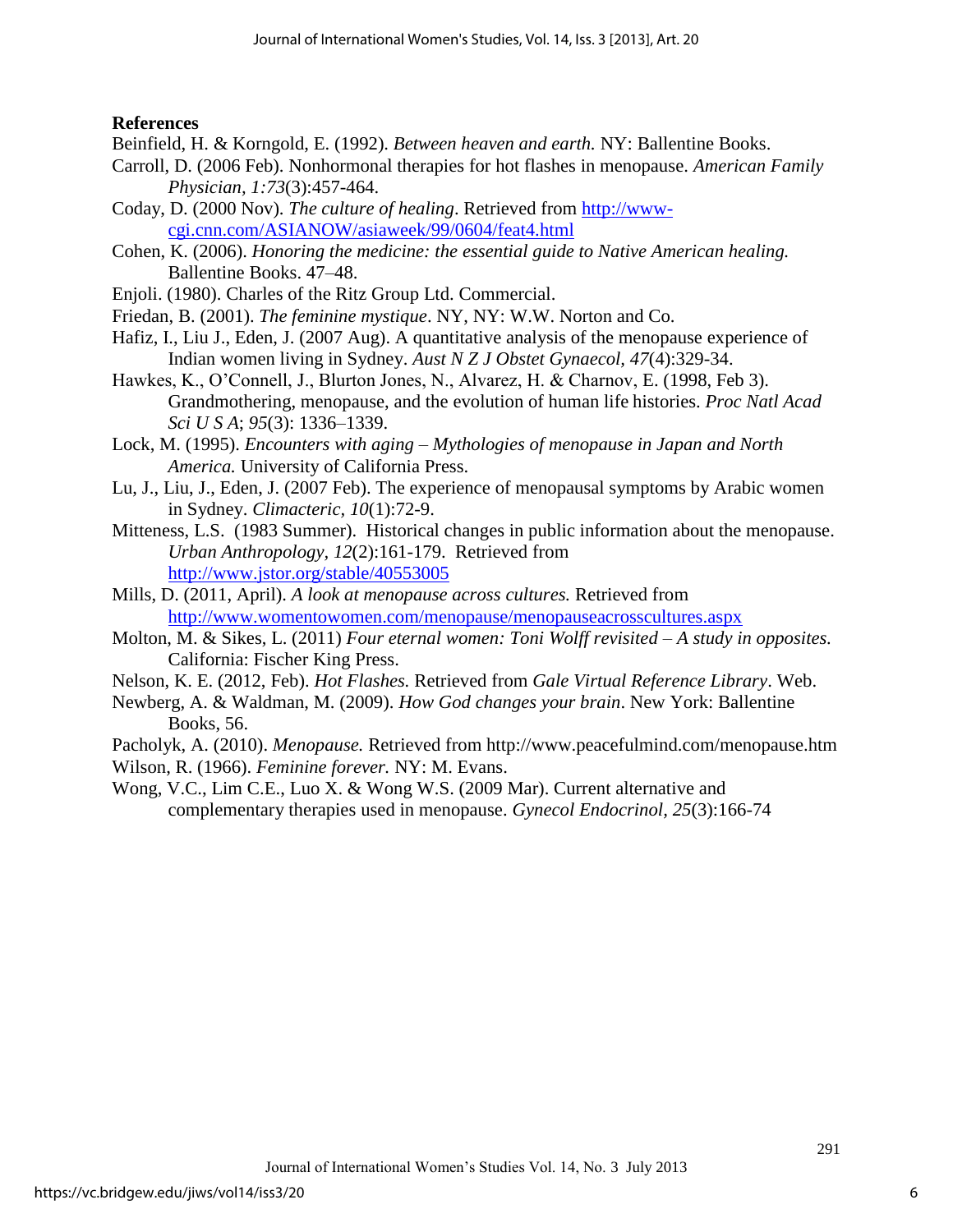**References**

Beinfield, H. & Korngold, E. (1992). *Between heaven and earth.* NY: Ballentine Books.

Carroll, D. (2006 Feb). Nonhormonal therapies for hot flashes in menopause. *American Family Physician*, *1:73*(3):457-464.

Coday, D. (2000 Nov). *The culture of healing*. Retrieved from http://www-cgi.cnn.com/ASIANOW/asiaweek/99/0604/feat4.html

Cohen, K. (2006). *Honoring the medicine: the essential guide to Native American healing.* Ballentine Books. 47–48.

Enjoli. (1980). Charles of the Ritz Group Ltd. Commercial.

Friedan, B. (2001). *The feminine mystique*. NY, NY: W.W. Norton and Co.

Hafiz, I., Liu J., Eden, J. (2007 Aug). A quantitative analysis of the menopause experience of Indian women living in Sydney. *Aust N Z J Obstet Gynaecol*, *47*(4):329-34.

Hawkes, K., O'Connell, J., Blurton Jones, N., Alvarez, H. & Charnov, E. (1998, Feb 3). Grandmothering, menopause, and the evolution of human life histories. *Proc Natl Acad Sci U S A*; *95*(3): 1336–1339.

Lock, M. (1995). *Encounters with aging – Mythologies of menopause in Japan and North America.* University of California Press.

Lu, J., Liu, J., Eden, J. (2007 Feb). The experience of menopausal symptoms by Arabic women in Sydney. *Climacteric*, *10*(1):72-9.

Mitteness, L.S. (1983 Summer). Historical changes in public information about the menopause. *Urban Anthropology*, *12*(2):161-179. Retrieved from http://www.jstor.org/stable/40553005

Mills, D. (2011, April). *A look at menopause across cultures.* Retrieved from http://www.womentowomen.com/menopause/menopauseacrosscultures.aspx

Molton, M. & Sikes, L. (2011) *Four eternal women: Toni Wolff revisited – A study in opposites.* California: Fischer King Press.

Nelson, K. E. (2012, Feb). *Hot Flashes.* Retrieved from *Gale Virtual Reference Library*. Web.

Newberg, A. & Waldman, M. (2009). *How God changes your brain*. New York: Ballentine Books, 56.

Pacholyk, A. (2010). *Menopause.* Retrieved from http://www.peacefulmind.com/menopause.htm

Wilson, R. (1966). *Feminine forever.* NY: M. Evans.

Wong, V.C., Lim C.E., Luo X. & Wong W.S. (2009 Mar). Current alternative and complementary therapies used in menopause. *Gynecol Endocrinol*, *25*(3):166-74